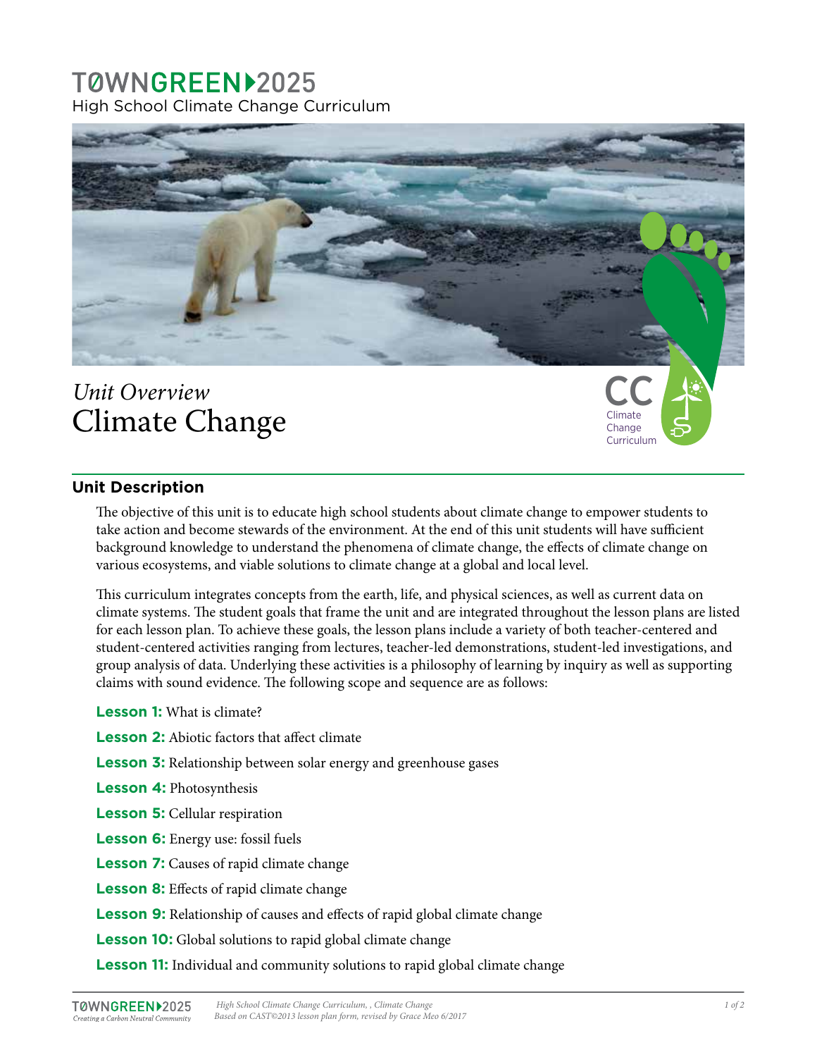# TOWNGREEN 2025

High School Climate Change Curriculum

*Unit Overview*

# Climate Change

CC Climate Change Curriculum

## Unit Description

The objective of this unit is to educate high school students about climate change to empower students to take action and become stewards of the environment. At the end of this unit students will have sufficient background knowledge to understand the phenomena of climate change, the effects of climate change on various ecosystems, and viable solutions to climate change at a global and local level.

This curriculum integrates concepts from the earth, life, and physical sciences, as well as current data on climate systems. The student goals that frame the unit and are integrated throughout the lesson plans are listed for each lesson plan. To achieve these goals, the lesson plans include a variety of both teacher-centered and student-centered activities ranging from lectures, teacher-led demonstrations, student-led investigations, and group analysis of data. Underlying these activities is a philosophy of learning by inquiry as well as supporting claims with sound evidence. The following scope and sequence are as follows:

- **Lesson 1:** What is climate?
- **Lesson 2:** Abiotic factors that affect climate
- **Lesson 3:** Relationship between solar energy and greenhouse gases
- **Lesson 4:** Photosynthesis
- **Lesson 5:** Cellular respiration
- **Lesson 6:** Energy use: fossil fuels
- **Lesson 7:** Causes of rapid climate change
- **Lesson 8:** Effects of rapid climate change
- **Lesson 9:** Relationship of causes and effects of rapid global climate change
- **Lesson 10:** Global solutions to rapid global climate change
- **Lesson 11:** Individual and community solutions to rapid global climate change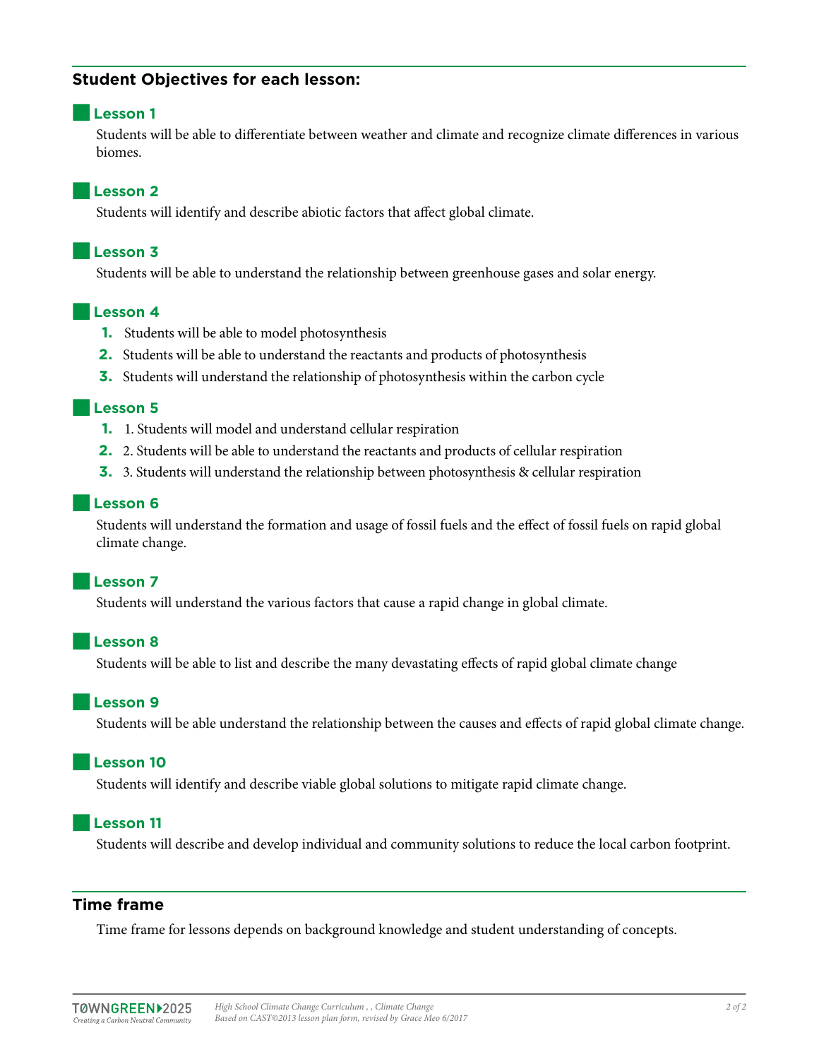## Student Objectives for each lesson:

### Lesson 1

Students will be able to differentiate between weather and climate and recognize climate differences in various biomes.

### Lesson 2

Students will identify and describe abiotic factors that affect global climate.

### Lesson 3

Students will be able to understand the relationship between greenhouse gases and solar energy.

### Lesson 4

1. Students will be able to model photosynthesis
2. Students will be able to understand the reactants and products of photosynthesis
3. Students will understand the relationship of photosynthesis within the carbon cycle

### Lesson 5

1. 1. Students will model and understand cellular respiration
2. 2. Students will be able to understand the reactants and products of cellular respiration
3. 3. Students will understand the relationship between photosynthesis & cellular respiration

### Lesson 6

Students will understand the formation and usage of fossil fuels and the effect of fossil fuels on rapid global climate change.

### Lesson 7

Students will understand the various factors that cause a rapid change in global climate.

### Lesson 8

Students will be able to list and describe the many devastating effects of rapid global climate change

### Lesson 9

Students will be able understand the relationship between the causes and effects of rapid global climate change.

### Lesson 10

Students will identify and describe viable global solutions to mitigate rapid climate change.

### Lesson 11

Students will describe and develop individual and community solutions to reduce the local carbon footprint.

## Time frame

Time frame for lessons depends on background knowledge and student understanding of concepts.